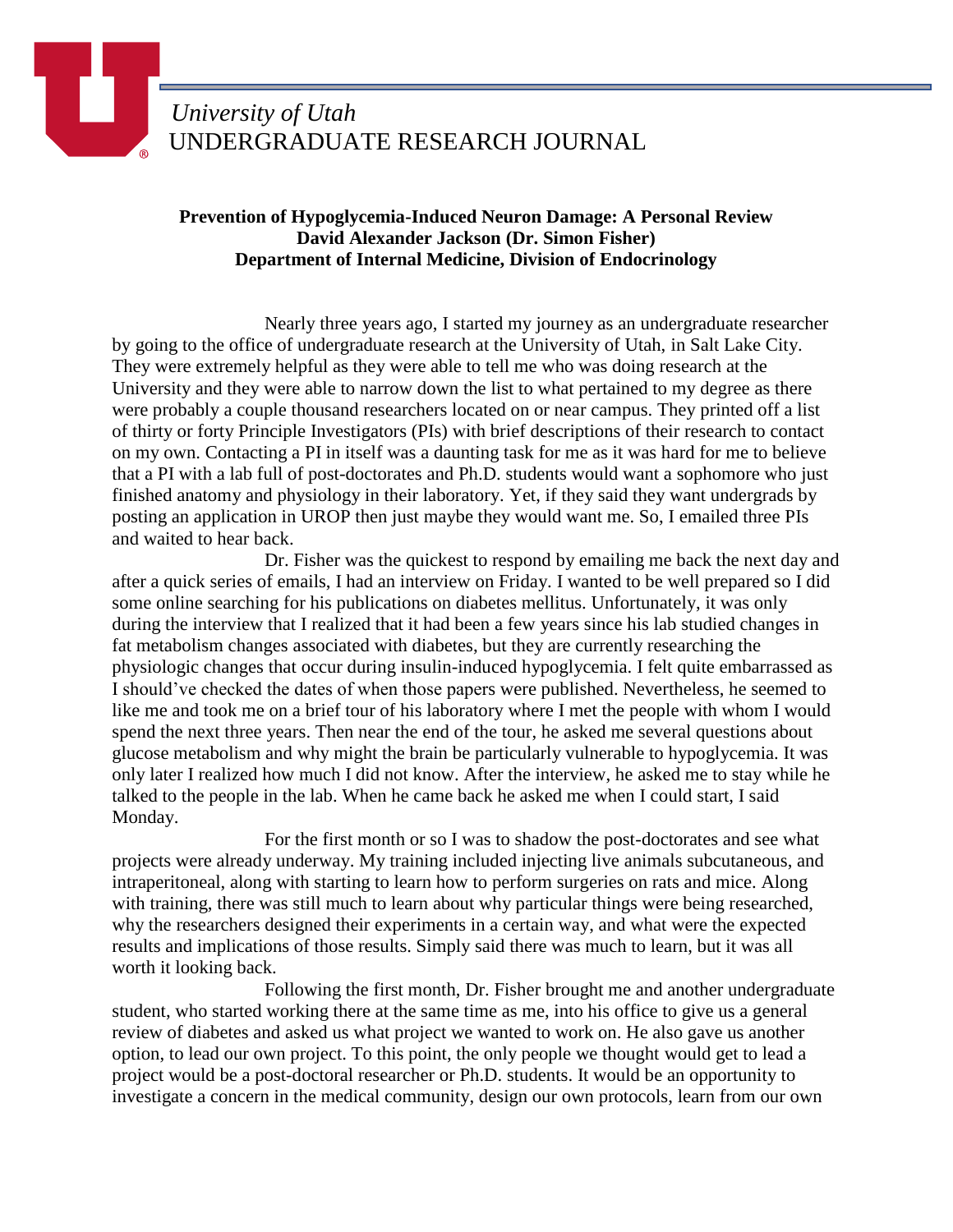*University of Utah*
UNDERGRADUATE RESEARCH JOURNAL

**Prevention of Hypoglycemia-Induced Neuron Damage: A Personal Review**
**David Alexander Jackson (Dr. Simon Fisher)**
**Department of Internal Medicine, Division of Endocrinology**

Nearly three years ago, I started my journey as an undergraduate researcher by going to the office of undergraduate research at the University of Utah, in Salt Lake City. They were extremely helpful as they were able to tell me who was doing research at the University and they were able to narrow down the list to what pertained to my degree as there were probably a couple thousand researchers located on or near campus. They printed off a list of thirty or forty Principle Investigators (PIs) with brief descriptions of their research to contact on my own. Contacting a PI in itself was a daunting task for me as it was hard for me to believe that a PI with a lab full of post-doctorates and Ph.D. students would want a sophomore who just finished anatomy and physiology in their laboratory. Yet, if they said they want undergrads by posting an application in UROP then just maybe they would want me. So, I emailed three PIs and waited to hear back.

Dr. Fisher was the quickest to respond by emailing me back the next day and after a quick series of emails, I had an interview on Friday. I wanted to be well prepared so I did some online searching for his publications on diabetes mellitus. Unfortunately, it was only during the interview that I realized that it had been a few years since his lab studied changes in fat metabolism changes associated with diabetes, but they are currently researching the physiologic changes that occur during insulin-induced hypoglycemia. I felt quite embarrassed as I should've checked the dates of when those papers were published. Nevertheless, he seemed to like me and took me on a brief tour of his laboratory where I met the people with whom I would spend the next three years. Then near the end of the tour, he asked me several questions about glucose metabolism and why might the brain be particularly vulnerable to hypoglycemia. It was only later I realized how much I did not know. After the interview, he asked me to stay while he talked to the people in the lab. When he came back he asked me when I could start, I said Monday.

For the first month or so I was to shadow the post-doctorates and see what projects were already underway. My training included injecting live animals subcutaneous, and intraperitoneal, along with starting to learn how to perform surgeries on rats and mice. Along with training, there was still much to learn about why particular things were being researched, why the researchers designed their experiments in a certain way, and what were the expected results and implications of those results. Simply said there was much to learn, but it was all worth it looking back.

Following the first month, Dr. Fisher brought me and another undergraduate student, who started working there at the same time as me, into his office to give us a general review of diabetes and asked us what project we wanted to work on. He also gave us another option, to lead our own project. To this point, the only people we thought would get to lead a project would be a post-doctoral researcher or Ph.D. students. It would be an opportunity to investigate a concern in the medical community, design our own protocols, learn from our own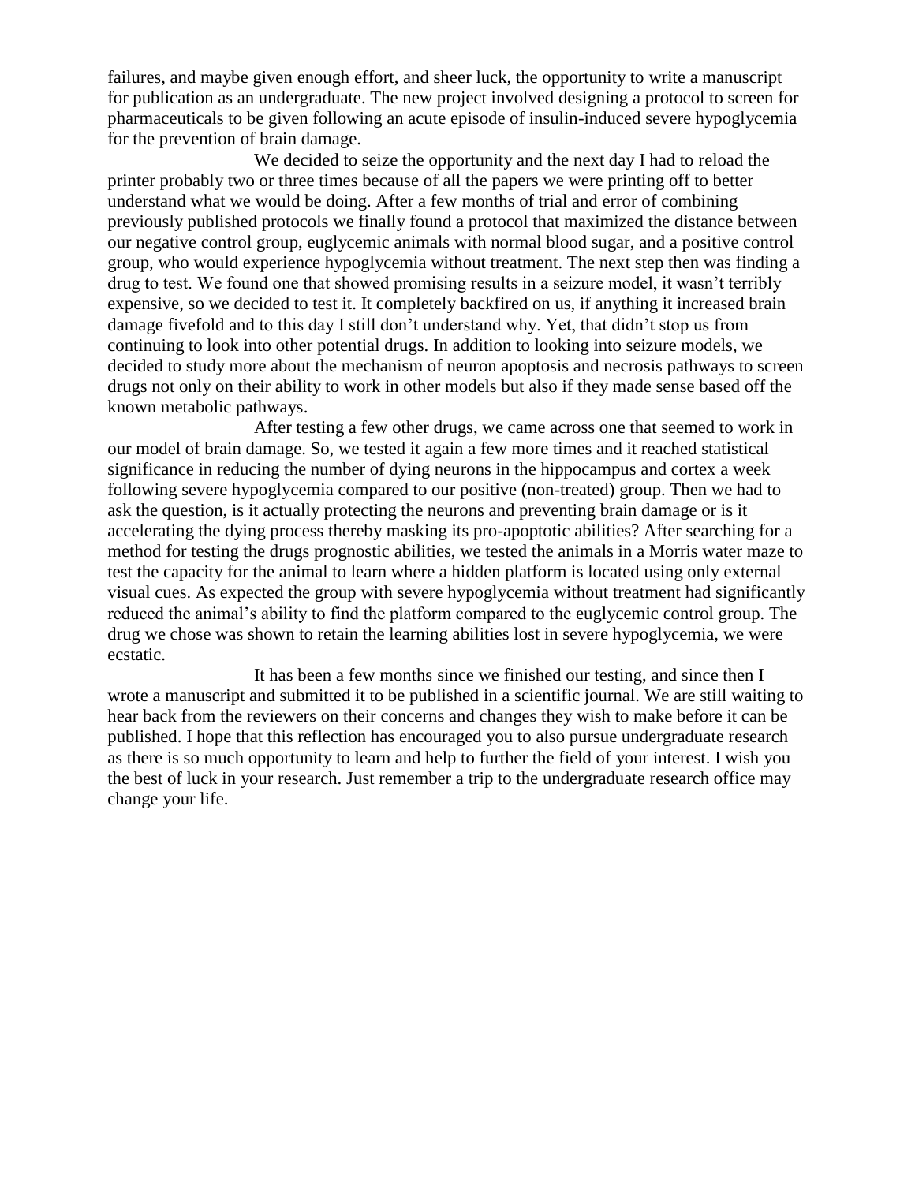failures, and maybe given enough effort, and sheer luck, the opportunity to write a manuscript for publication as an undergraduate. The new project involved designing a protocol to screen for pharmaceuticals to be given following an acute episode of insulin-induced severe hypoglycemia for the prevention of brain damage.

We decided to seize the opportunity and the next day I had to reload the printer probably two or three times because of all the papers we were printing off to better understand what we would be doing. After a few months of trial and error of combining previously published protocols we finally found a protocol that maximized the distance between our negative control group, euglycemic animals with normal blood sugar, and a positive control group, who would experience hypoglycemia without treatment. The next step then was finding a drug to test. We found one that showed promising results in a seizure model, it wasn't terribly expensive, so we decided to test it. It completely backfired on us, if anything it increased brain damage fivefold and to this day I still don't understand why. Yet, that didn't stop us from continuing to look into other potential drugs. In addition to looking into seizure models, we decided to study more about the mechanism of neuron apoptosis and necrosis pathways to screen drugs not only on their ability to work in other models but also if they made sense based off the known metabolic pathways.

After testing a few other drugs, we came across one that seemed to work in our model of brain damage. So, we tested it again a few more times and it reached statistical significance in reducing the number of dying neurons in the hippocampus and cortex a week following severe hypoglycemia compared to our positive (non-treated) group. Then we had to ask the question, is it actually protecting the neurons and preventing brain damage or is it accelerating the dying process thereby masking its pro-apoptotic abilities? After searching for a method for testing the drugs prognostic abilities, we tested the animals in a Morris water maze to test the capacity for the animal to learn where a hidden platform is located using only external visual cues. As expected the group with severe hypoglycemia without treatment had significantly reduced the animal's ability to find the platform compared to the euglycemic control group. The drug we chose was shown to retain the learning abilities lost in severe hypoglycemia, we were ecstatic.

It has been a few months since we finished our testing, and since then I wrote a manuscript and submitted it to be published in a scientific journal. We are still waiting to hear back from the reviewers on their concerns and changes they wish to make before it can be published. I hope that this reflection has encouraged you to also pursue undergraduate research as there is so much opportunity to learn and help to further the field of your interest. I wish you the best of luck in your research. Just remember a trip to the undergraduate research office may change your life.